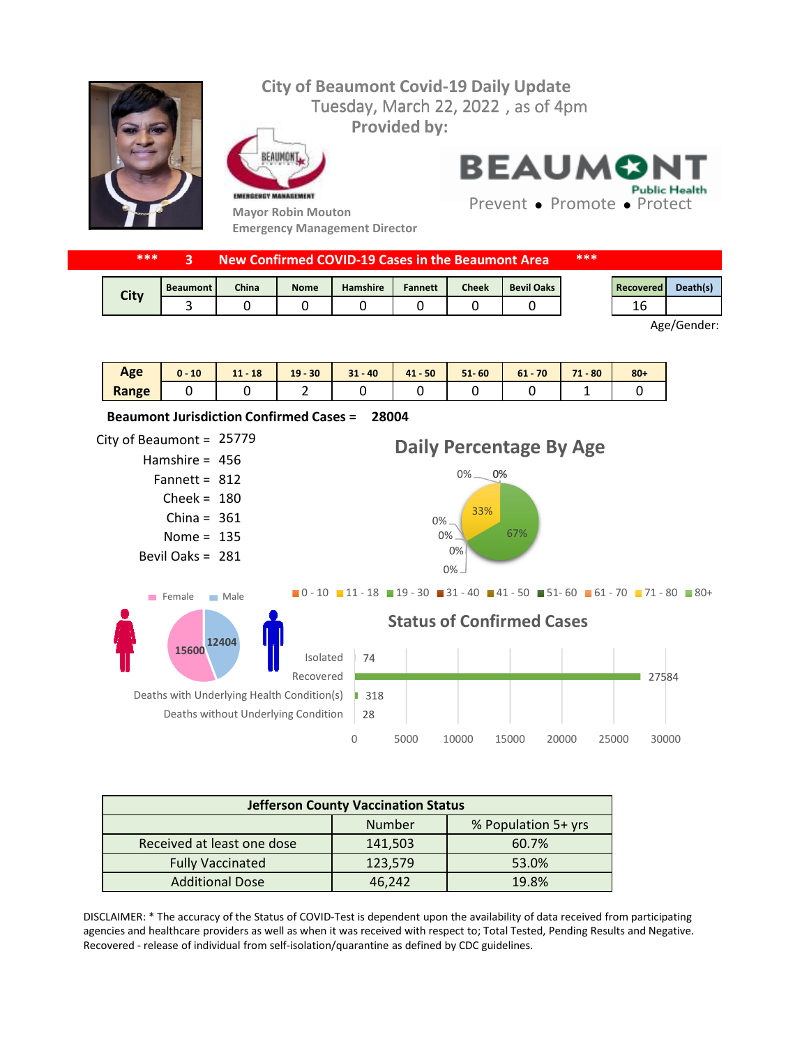# City of Beaumont Covid-19 Daily Update

Tuesday, March 22, 2022 , as of 4pm

Provided by:

Mayor Robin Mouton

Emergency Management Director

BEAUMONT Public Health

Prevent • Promote • Protect

**\*\*\* 3 New Confirmed COVID-19 Cases in the Beaumont Area \*\*\***

| City | Beaumont | China | Nome | Hamshire | Fannett | Cheek | Bevil Oaks |
|---|---|---|---|---|---|---|---|
| | 3 | 0 | 0 | 0 | 0 | 0 | 0 |

| Recovered | Death(s) |
|---|---|
| 16 | |

Age/Gender:

| Age Range | 0 - 10 | 11 - 18 | 19 - 30 | 31 - 40 | 41 - 50 | 51- 60 | 61 - 70 | 71 - 80 | 80+ |
|---|---|---|---|---|---|---|---|---|---|
| | 0 | 0 | 2 | 0 | 0 | 0 | 0 | 1 | 0 |

**Beaumont Jurisdiction Confirmed Cases = 28004**

- City of Beaumont = 25779
- Hamshire = 456
- Fannett = 812
- Cheek = 180
- China = 361
- Nome = 135
- Bevil Oaks = 281

## Daily Percentage By Age

0 - 10: 0%; 11 - 18: 0%; 19 - 30: 67%; 31 - 40: 0%; 41 - 50: 0%; 51- 60: 0%; 61 - 70: 0%; 71 - 80: 33%; 80+: 0%

Female: 15600; Male: 12404

## Status of Confirmed Cases

| Status | Count |
|---|---|
| Isolated | 74 |
| Recovered | 27584 |
| Deaths with Underlying Health Condition(s) | 318 |
| Deaths without Underlying Condition | 28 |

| Jefferson County Vaccination Status | Number | % Population 5+ yrs |
|---|---|---|
| Received at least one dose | 141,503 | 60.7% |
| Fully Vaccinated | 123,579 | 53.0% |
| Additional Dose | 46,242 | 19.8% |

DISCLAIMER: * The accuracy of the Status of COVID-Test is dependent upon the availability of data received from participating agencies and healthcare providers as well as when it was received with respect to; Total Tested, Pending Results and Negative. Recovered - release of individual from self-isolation/quarantine as defined by CDC guidelines.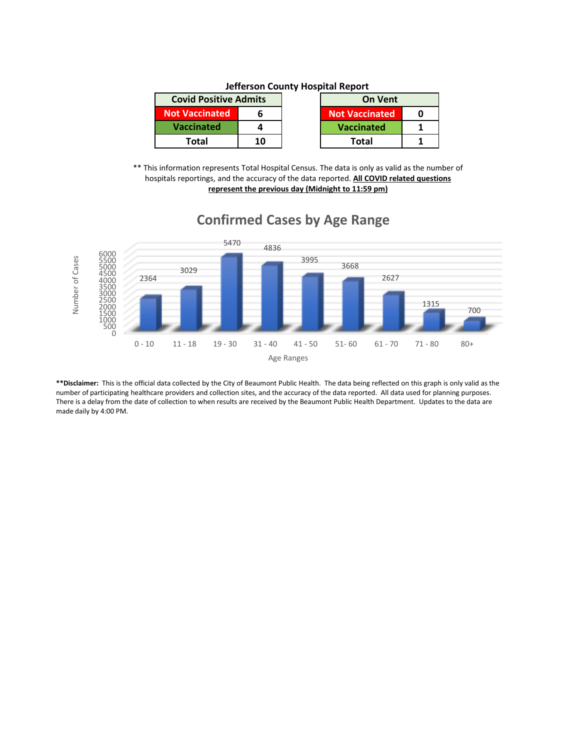**Jefferson County Hospital Report**

| Covid Positive Admits | |
|---|---|
| Not Vaccinated | 6 |
| Vaccinated | 4 |
| Total | 10 |

| On Vent | |
|---|---|
| Not Vaccinated | 0 |
| Vaccinated | 1 |
| Total | 1 |

** This information represents Total Hospital Census. The data is only as valid as the number of hospitals reportings, and the accuracy of the data reported. **All COVID related questions represent the previous day (Midnight to 11:59 pm)**

## Confirmed Cases by Age Range

Number of Cases

6000
5500
5000
4500
4000
3500
3000
2500
2000
1500
1000
500
0

2364
3029
5470
4836
3995
3668
2627
1315
700

0 - 10
11 - 18
19 - 30
31 - 40
41 - 50
51- 60
61 - 70
71 - 80
80+

Age Ranges

****Disclaimer:** This is the official data collected by the City of Beaumont Public Health. The data being reflected on this graph is only valid as the number of participating healthcare providers and collection sites, and the accuracy of the data reported. All data used for planning purposes. There is a delay from the date of collection to when results are received by the Beaumont Public Health Department. Updates to the data are made daily by 4:00 PM.